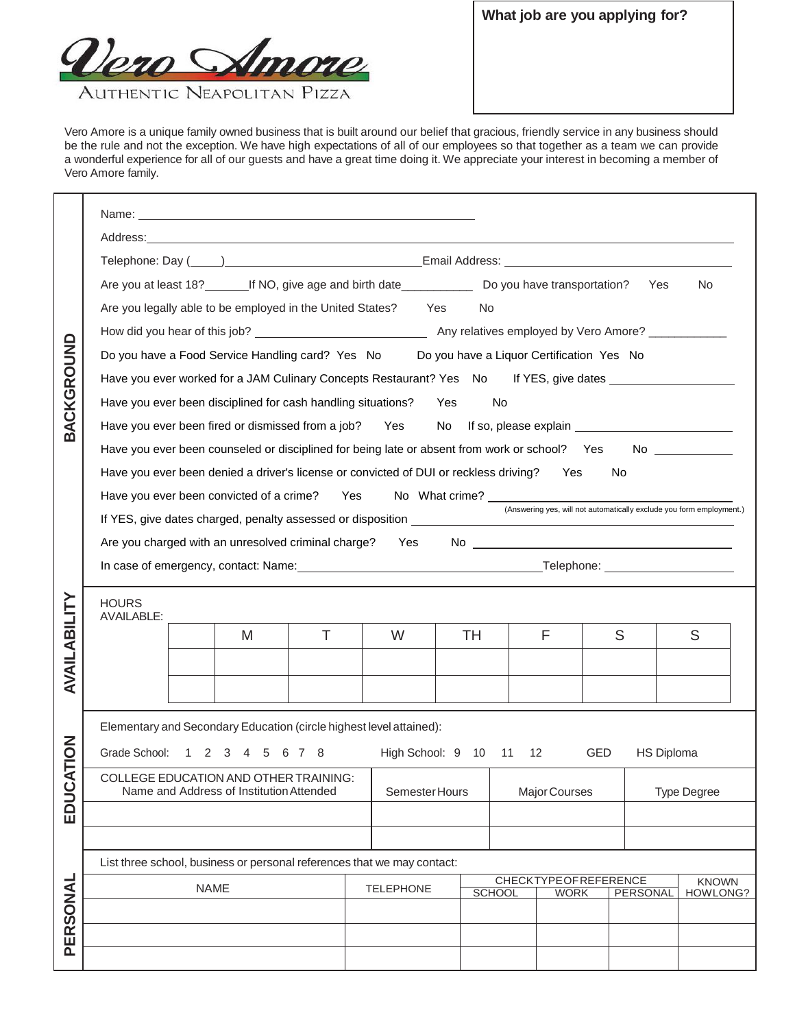# Vero Amore

AUTHENTIC NEAPOLITAN PIZZA

**What job are you applying for?**

Vero Amore is a unique family owned business that is built around our belief that gracious, friendly service in any business should be the rule and not the exception. We have high expectations of all of our employees so that together as a team we can provide a wonderful experience for all of our guests and have a great time doing it. We appreciate your interest in becoming a member of Vero Amore family.

## BACKGROUND

Name: ____________________________________________

Address: ____________________________________________

Telephone: Day (____) ______________________ Email Address: ______________________

Are you at least 18? ______ If NO, give age and birth date __________ Do you have transportation? Yes No

Are you legally able to be employed in the United States? Yes No

How did you hear of this job? ______________________ Any relatives employed by Vero Amore? __________

Do you have a Food Service Handling card? Yes No Do you have a Liquor Certification Yes No

Have you ever worked for a JAM Culinary Concepts Restaurant? Yes No If YES, give dates ______________

Have you ever been disciplined for cash handling situations? Yes No

Have you ever been fired or dismissed from a job? Yes No If so, please explain ______________

Have you ever been counseled or disciplined for being late or absent from work or school? Yes No __________

Have you ever been denied a driver's license or convicted of DUI or reckless driving? Yes No

Have you ever been convicted of a crime? Yes No What crime? ______________________

(Answering yes, will not automatically exclude you form employment.)

If YES, give dates charged, penalty assessed or disposition ______________________

Are you charged with an unresolved criminal charge? Yes No ______________________

In case of emergency, contact: Name: ______________________ Telephone: ______________

## AVAILABILITY

HOURS AVAILABLE:

| | M | T | W | TH | F | S | S |
|---|---|---|---|---|---|---|---|
| | | | | | | | |
| | | | | | | | |

## EDUCATION

Elementary and Secondary Education (circle highest level attained):

Grade School: 1 2 3 4 5 6 7 8 High School: 9 10 11 12 GED HS Diploma

| COLLEGE EDUCATION AND OTHER TRAINING: Name and Address of Institution Attended | Semester Hours | Major Courses | Type Degree |
|---|---|---|---|
| | | | |
| | | | |

## PERSONAL

List three school, business or personal references that we may contact:

| NAME | TELEPHONE | CHECK TYPE OF REFERENCE | | | KNOWN HOW LONG? |
|---|---|---|---|---|---|
| | | SCHOOL | WORK | PERSONAL | |
| | | | | | |
| | | | | | |
| | | | | | |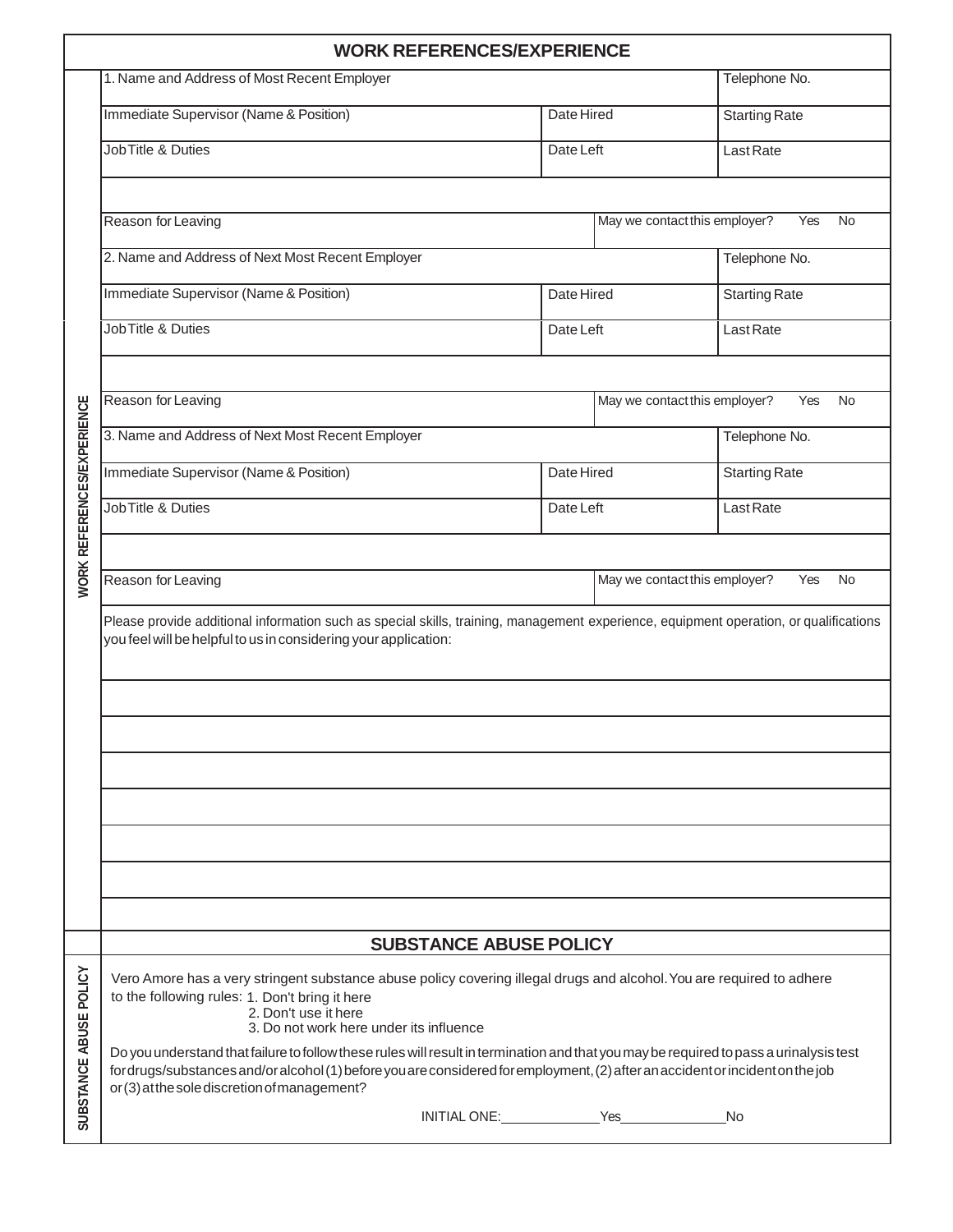## WORK REFERENCES/EXPERIENCE

| | | |
|---|---|---|
| 1. Name and Address of Most Recent Employer | | Telephone No. |
| Immediate Supervisor (Name & Position) | Date Hired | Starting Rate |
| Job Title & Duties | Date Left | Last Rate |
| | | |
| Reason for Leaving | May we contact this employer? Yes No | |
| 2. Name and Address of Next Most Recent Employer | | Telephone No. |
| Immediate Supervisor (Name & Position) | Date Hired | Starting Rate |
| Job Title & Duties | Date Left | Last Rate |
| | | |
| Reason for Leaving | May we contact this employer? Yes No | |
| 3. Name and Address of Next Most Recent Employer | | Telephone No. |
| Immediate Supervisor (Name & Position) | Date Hired | Starting Rate |
| Job Title & Duties | Date Left | Last Rate |
| | | |
| Reason for Leaving | May we contact this employer? Yes No | |

Please provide additional information such as special skills, training, management experience, equipment operation, or qualifications you feel will be helpful to us in considering your application:

## SUBSTANCE ABUSE POLICY

Vero Amore has a very stringent substance abuse policy covering illegal drugs and alcohol. You are required to adhere to the following rules:
1. Don't bring it here
2. Don't use it here
3. Do not work here under its influence

Do you understand that failure to follow these rules will result in termination and that you may be required to pass a urinalysis test for drugs/substances and/or alcohol (1) before you are considered for employment, (2) after an accident or incident on the job or (3) at the sole discretion of management?

INITIAL ONE:\_\_\_\_\_\_\_\_\_\_\_\_\_Yes\_\_\_\_\_\_\_\_\_\_\_\_\_\_No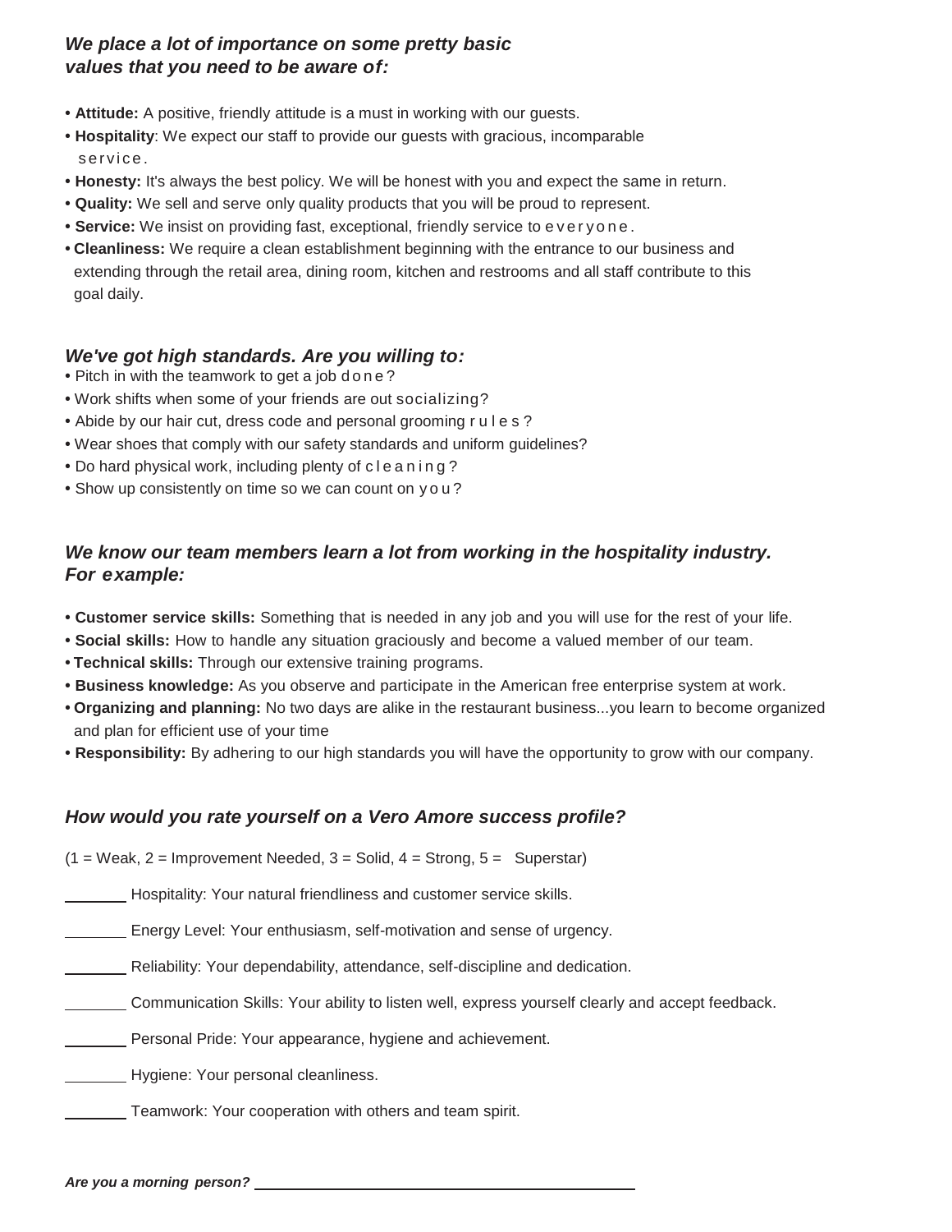***We place a lot of importance on some pretty basic values that you need to be aware of:***

- **Attitude:** A positive, friendly attitude is a must in working with our guests.
- **Hospitality**: We expect our staff to provide our guests with gracious, incomparable service.
- **Honesty:** It's always the best policy. We will be honest with you and expect the same in return.
- **Quality:** We sell and serve only quality products that you will be proud to represent.
- **Service:** We insist on providing fast, exceptional, friendly service to everyone.
- **Cleanliness:** We require a clean establishment beginning with the entrance to our business and extending through the retail area, dining room, kitchen and restrooms and all staff contribute to this goal daily.

***We've got high standards. Are you willing to:***

- Pitch in with the teamwork to get a job done?
- Work shifts when some of your friends are out socializing?
- Abide by our hair cut, dress code and personal grooming rules?
- Wear shoes that comply with our safety standards and uniform guidelines?
- Do hard physical work, including plenty of cleaning?
- Show up consistently on time so we can count on you?

***We know our team members learn a lot from working in the hospitality industry. For example:***

- **Customer service skills:** Something that is needed in any job and you will use for the rest of your life.
- **Social skills:** How to handle any situation graciously and become a valued member of our team.
- **Technical skills:** Through our extensive training programs.
- **Business knowledge:** As you observe and participate in the American free enterprise system at work.
- **Organizing and planning:** No two days are alike in the restaurant business...you learn to become organized and plan for efficient use of your time
- **Responsibility:** By adhering to our high standards you will have the opportunity to grow with our company.

***How would you rate yourself on a Vero Amore success profile?***

(1 = Weak, 2 = Improvement Needed, 3 = Solid, 4 = Strong, 5 = Superstar)

_______ Hospitality: Your natural friendliness and customer service skills.

_______ Energy Level: Your enthusiasm, self-motivation and sense of urgency.

_______ Reliability: Your dependability, attendance, self-discipline and dedication.

_______ Communication Skills: Your ability to listen well, express yourself clearly and accept feedback.

_______ Personal Pride: Your appearance, hygiene and achievement.

_______ Hygiene: Your personal cleanliness.

_______ Teamwork: Your cooperation with others and team spirit.

***Are you a morning person?*** _______________________________________________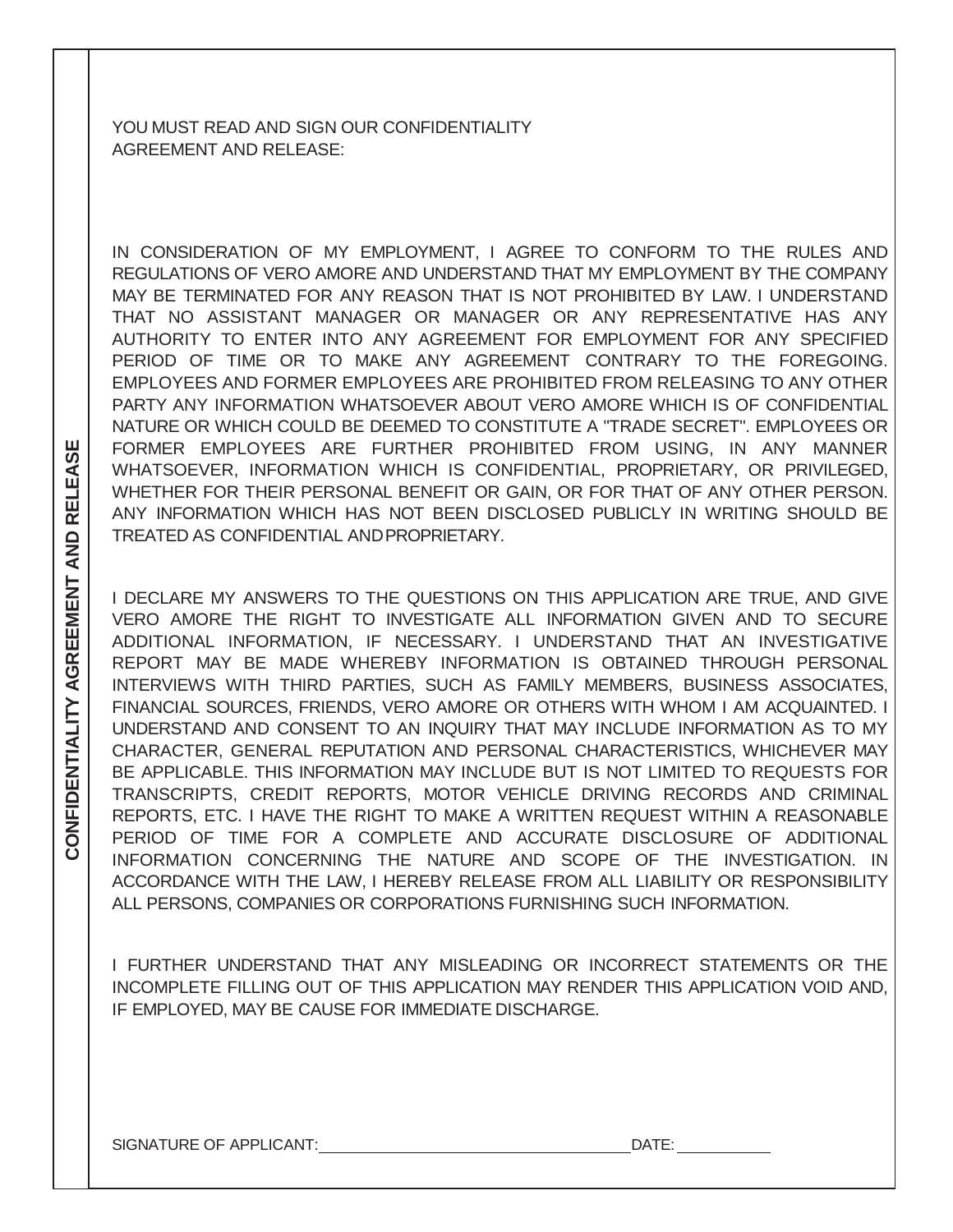# CONFIDENTIALITY AGREEMENT AND RELEASE

YOU MUST READ AND SIGN OUR CONFIDENTIALITY AGREEMENT AND RELEASE:

IN CONSIDERATION OF MY EMPLOYMENT, I AGREE TO CONFORM TO THE RULES AND REGULATIONS OF VERO AMORE AND UNDERSTAND THAT MY EMPLOYMENT BY THE COMPANY MAY BE TERMINATED FOR ANY REASON THAT IS NOT PROHIBITED BY LAW. I UNDERSTAND THAT NO ASSISTANT MANAGER OR MANAGER OR ANY REPRESENTATIVE HAS ANY AUTHORITY TO ENTER INTO ANY AGREEMENT FOR EMPLOYMENT FOR ANY SPECIFIED PERIOD OF TIME OR TO MAKE ANY AGREEMENT CONTRARY TO THE FOREGOING. EMPLOYEES AND FORMER EMPLOYEES ARE PROHIBITED FROM RELEASING TO ANY OTHER PARTY ANY INFORMATION WHATSOEVER ABOUT VERO AMORE WHICH IS OF CONFIDENTIAL NATURE OR WHICH COULD BE DEEMED TO CONSTITUTE A "TRADE SECRET". EMPLOYEES OR FORMER EMPLOYEES ARE FURTHER PROHIBITED FROM USING, IN ANY MANNER WHATSOEVER, INFORMATION WHICH IS CONFIDENTIAL, PROPRIETARY, OR PRIVILEGED, WHETHER FOR THEIR PERSONAL BENEFIT OR GAIN, OR FOR THAT OF ANY OTHER PERSON. ANY INFORMATION WHICH HAS NOT BEEN DISCLOSED PUBLICLY IN WRITING SHOULD BE TREATED AS CONFIDENTIAL AND PROPRIETARY.

I DECLARE MY ANSWERS TO THE QUESTIONS ON THIS APPLICATION ARE TRUE, AND GIVE VERO AMORE THE RIGHT TO INVESTIGATE ALL INFORMATION GIVEN AND TO SECURE ADDITIONAL INFORMATION, IF NECESSARY. I UNDERSTAND THAT AN INVESTIGATIVE REPORT MAY BE MADE WHEREBY INFORMATION IS OBTAINED THROUGH PERSONAL INTERVIEWS WITH THIRD PARTIES, SUCH AS FAMILY MEMBERS, BUSINESS ASSOCIATES, FINANCIAL SOURCES, FRIENDS, VERO AMORE OR OTHERS WITH WHOM I AM ACQUAINTED. I UNDERSTAND AND CONSENT TO AN INQUIRY THAT MAY INCLUDE INFORMATION AS TO MY CHARACTER, GENERAL REPUTATION AND PERSONAL CHARACTERISTICS, WHICHEVER MAY BE APPLICABLE. THIS INFORMATION MAY INCLUDE BUT IS NOT LIMITED TO REQUESTS FOR TRANSCRIPTS, CREDIT REPORTS, MOTOR VEHICLE DRIVING RECORDS AND CRIMINAL REPORTS, ETC. I HAVE THE RIGHT TO MAKE A WRITTEN REQUEST WITHIN A REASONABLE PERIOD OF TIME FOR A COMPLETE AND ACCURATE DISCLOSURE OF ADDITIONAL INFORMATION CONCERNING THE NATURE AND SCOPE OF THE INVESTIGATION. IN ACCORDANCE WITH THE LAW, I HEREBY RELEASE FROM ALL LIABILITY OR RESPONSIBILITY ALL PERSONS, COMPANIES OR CORPORATIONS FURNISHING SUCH INFORMATION.

I FURTHER UNDERSTAND THAT ANY MISLEADING OR INCORRECT STATEMENTS OR THE INCOMPLETE FILLING OUT OF THIS APPLICATION MAY RENDER THIS APPLICATION VOID AND, IF EMPLOYED, MAY BE CAUSE FOR IMMEDIATE DISCHARGE.

SIGNATURE OF APPLICANT: ____________________ DATE: __________